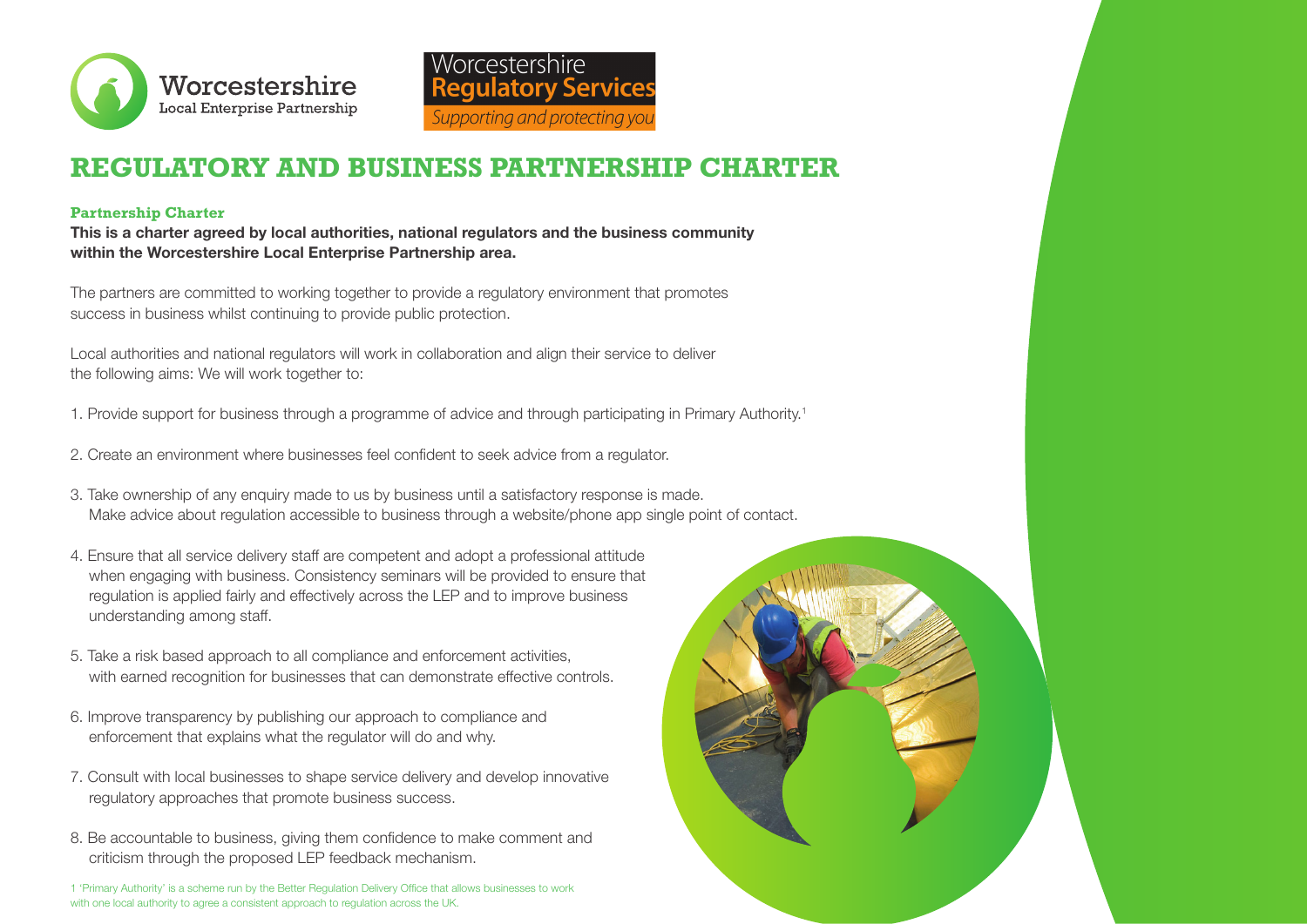Worcestershire
Local Enterprise Partnership

Worcestershire
**Regulatory Services**
*Supporting and protecting you*

# REGULATORY AND BUSINESS PARTNERSHIP CHARTER

### Partnership Charter

**This is a charter agreed by local authorities, national regulators and the business community within the Worcestershire Local Enterprise Partnership area.**

The partners are committed to working together to provide a regulatory environment that promotes success in business whilst continuing to provide public protection.

Local authorities and national regulators will work in collaboration and align their service to deliver the following aims: We will work together to:

1. Provide support for business through a programme of advice and through participating in Primary Authority.[1]

2. Create an environment where businesses feel confident to seek advice from a regulator.

3. Take ownership of any enquiry made to us by business until a satisfactory response is made. Make advice about regulation accessible to business through a website/phone app single point of contact.

4. Ensure that all service delivery staff are competent and adopt a professional attitude when engaging with business. Consistency seminars will be provided to ensure that regulation is applied fairly and effectively across the LEP and to improve business understanding among staff.

5. Take a risk based approach to all compliance and enforcement activities, with earned recognition for businesses that can demonstrate effective controls.

6. Improve transparency by publishing our approach to compliance and enforcement that explains what the regulator will do and why.

7. Consult with local businesses to shape service delivery and develop innovative regulatory approaches that promote business success.

8. Be accountable to business, giving them confidence to make comment and criticism through the proposed LEP feedback mechanism.

1 'Primary Authority' is a scheme run by the Better Regulation Delivery Office that allows businesses to work with one local authority to agree a consistent approach to regulation across the UK.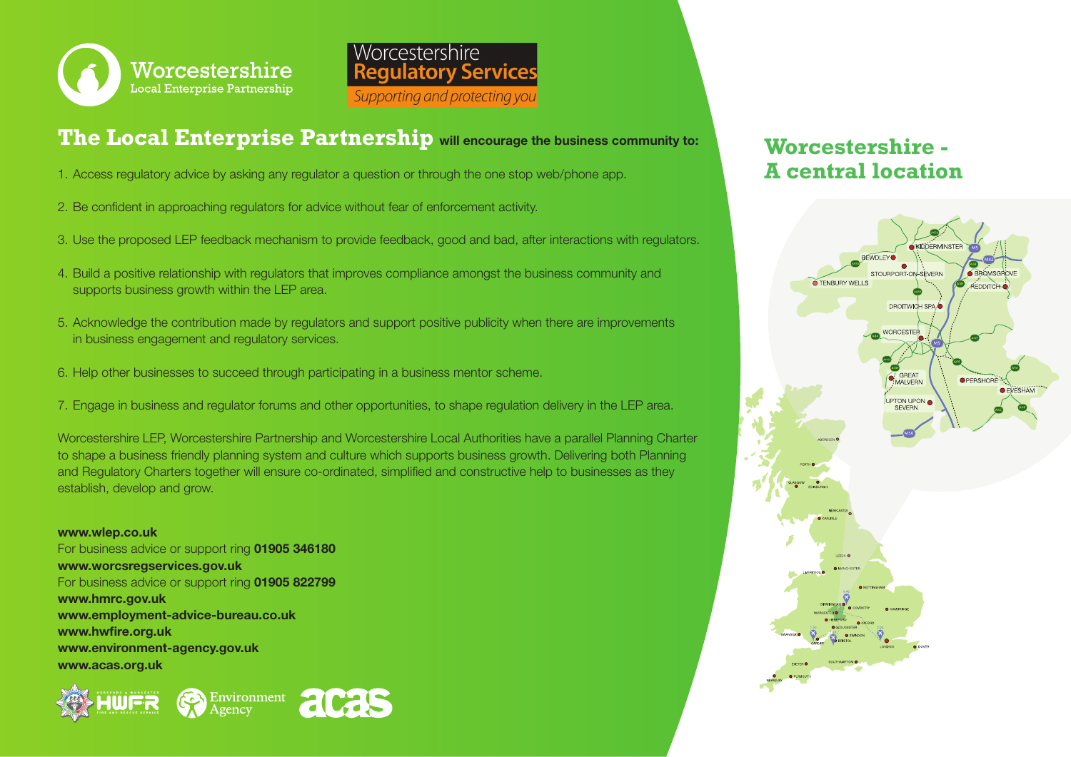Worcestershire Local Enterprise Partnership

Worcestershire Regulatory Services *Supporting and protecting you*

## The Local Enterprise Partnership will encourage the business community to:

1. Access regulatory advice by asking any regulator a question or through the one stop web/phone app.
2. Be confident in approaching regulators for advice without fear of enforcement activity.
3. Use the proposed LEP feedback mechanism to provide feedback, good and bad, after interactions with regulators.
4. Build a positive relationship with regulators that improves compliance amongst the business community and supports business growth within the LEP area.
5. Acknowledge the contribution made by regulators and support positive publicity when there are improvements in business engagement and regulatory services.
6. Help other businesses to succeed through participating in a business mentor scheme.
7. Engage in business and regulator forums and other opportunities, to shape regulation delivery in the LEP area.

Worcestershire LEP, Worcestershire Partnership and Worcestershire Local Authorities have a parallel Planning Charter to shape a business friendly planning system and culture which supports business growth. Delivering both Planning and Regulatory Charters together will ensure co-ordinated, simplified and constructive help to businesses as they establish, develop and grow.

**www.wlep.co.uk**
For business advice or support ring **01905 346180**
**www.worcsregservices.gov.uk**
For business advice or support ring **01905 822799**
**www.hmrc.gov.uk**
**www.employment-advice-bureau.co.uk**
**www.hwfire.org.uk**
**www.environment-agency.gov.uk**
**www.acas.org.uk**

HWFR Environment Agency acas

## Worcestershire - A central location

KIDDERMINSTER
BEWDLEY
STOURPORT-ON-SEVERN
BROMSGROVE
TENBURY WELLS
REDDITCH
DROITWICH SPA
WORCESTER
GREAT MALVERN
PERSHORE
EVESHAM
UPTON UPON SEVERN